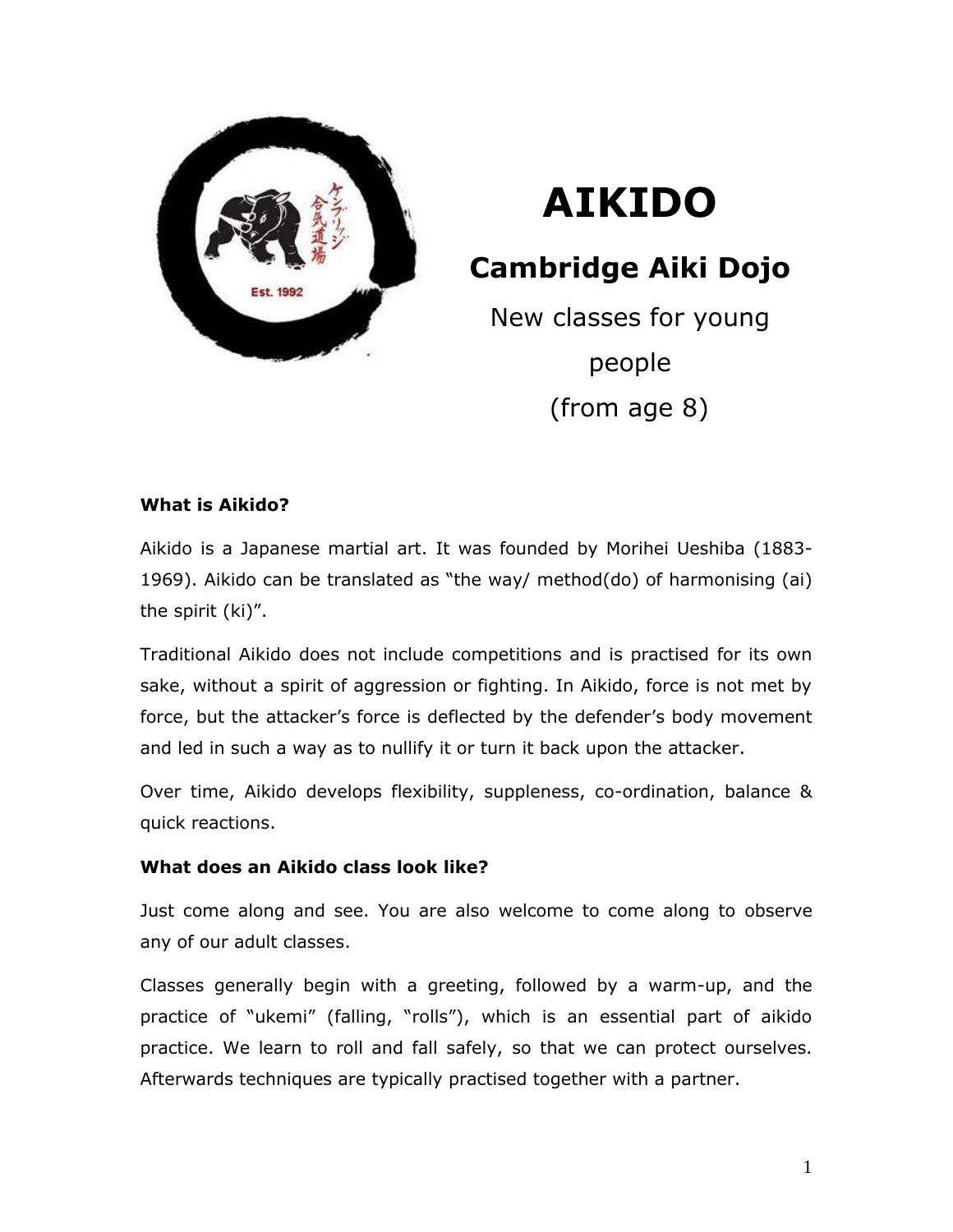# AIKIDO

## Cambridge Aiki Dojo

New classes for young people (from age 8)

**What is Aikido?**

Aikido is a Japanese martial art. It was founded by Morihei Ueshiba (1883-1969). Aikido can be translated as "the way/ method(do) of harmonising (ai) the spirit (ki)".

Traditional Aikido does not include competitions and is practised for its own sake, without a spirit of aggression or fighting. In Aikido, force is not met by force, but the attacker's force is deflected by the defender's body movement and led in such a way as to nullify it or turn it back upon the attacker.

Over time, Aikido develops flexibility, suppleness, co-ordination, balance & quick reactions.

**What does an Aikido class look like?**

Just come along and see. You are also welcome to come along to observe any of our adult classes.

Classes generally begin with a greeting, followed by a warm-up, and the practice of "ukemi" (falling, "rolls"), which is an essential part of aikido practice. We learn to roll and fall safely, so that we can protect ourselves. Afterwards techniques are typically practised together with a partner.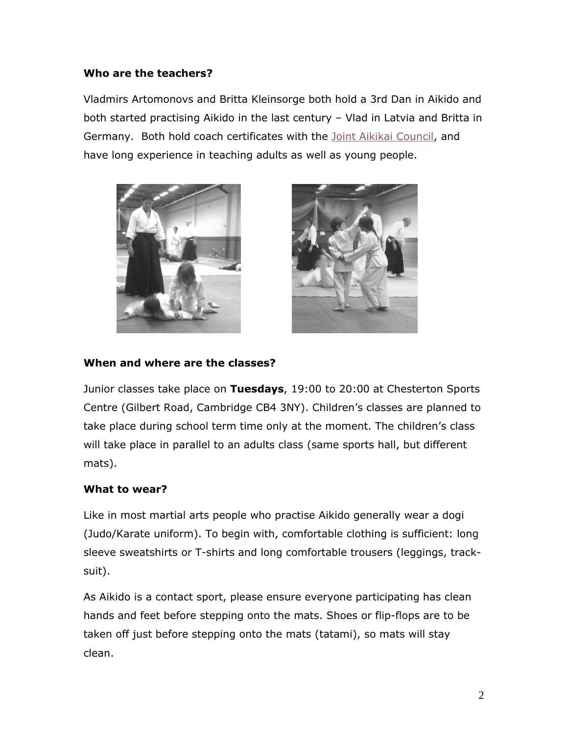**Who are the teachers?**

Vladmirs Artomonovs and Britta Kleinsorge both hold a 3rd Dan in Aikido and both started practising Aikido in the last century – Vlad in Latvia and Britta in Germany. Both hold coach certificates with the Joint Aikikai Council, and have long experience in teaching adults as well as young people.

**When and where are the classes?**

Junior classes take place on **Tuesdays**, 19:00 to 20:00 at Chesterton Sports Centre (Gilbert Road, Cambridge CB4 3NY). Children's classes are planned to take place during school term time only at the moment. The children's class will take place in parallel to an adults class (same sports hall, but different mats).

**What to wear?**

Like in most martial arts people who practise Aikido generally wear a dogi (Judo/Karate uniform). To begin with, comfortable clothing is sufficient: long sleeve sweatshirts or T-shirts and long comfortable trousers (leggings, track-suit).

As Aikido is a contact sport, please ensure everyone participating has clean hands and feet before stepping onto the mats. Shoes or flip-flops are to be taken off just before stepping onto the mats (tatami), so mats will stay clean.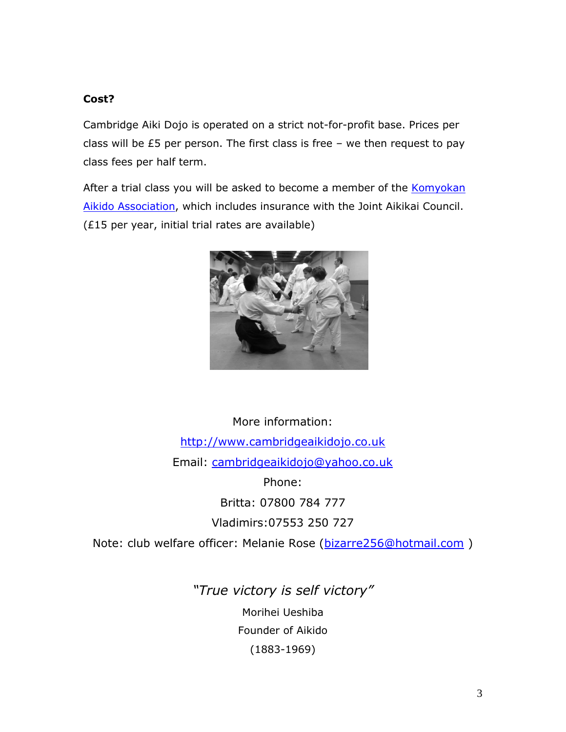**Cost?**

Cambridge Aiki Dojo is operated on a strict not-for-profit base. Prices per class will be £5 per person. The first class is free – we then request to pay class fees per half term.

After a trial class you will be asked to become a member of the Komyokan Aikido Association, which includes insurance with the Joint Aikikai Council. (£15 per year, initial trial rates are available)

More information:

http://www.cambridgeaikidojo.co.uk

Email: cambridgeaikidojo@yahoo.co.uk

Phone:

Britta: 07800 784 777

Vladimirs:07553 250 727

Note: club welfare officer: Melanie Rose (bizarre256@hotmail.com )

*"True victory is self victory"*

Morihei Ueshiba

Founder of Aikido

(1883-1969)